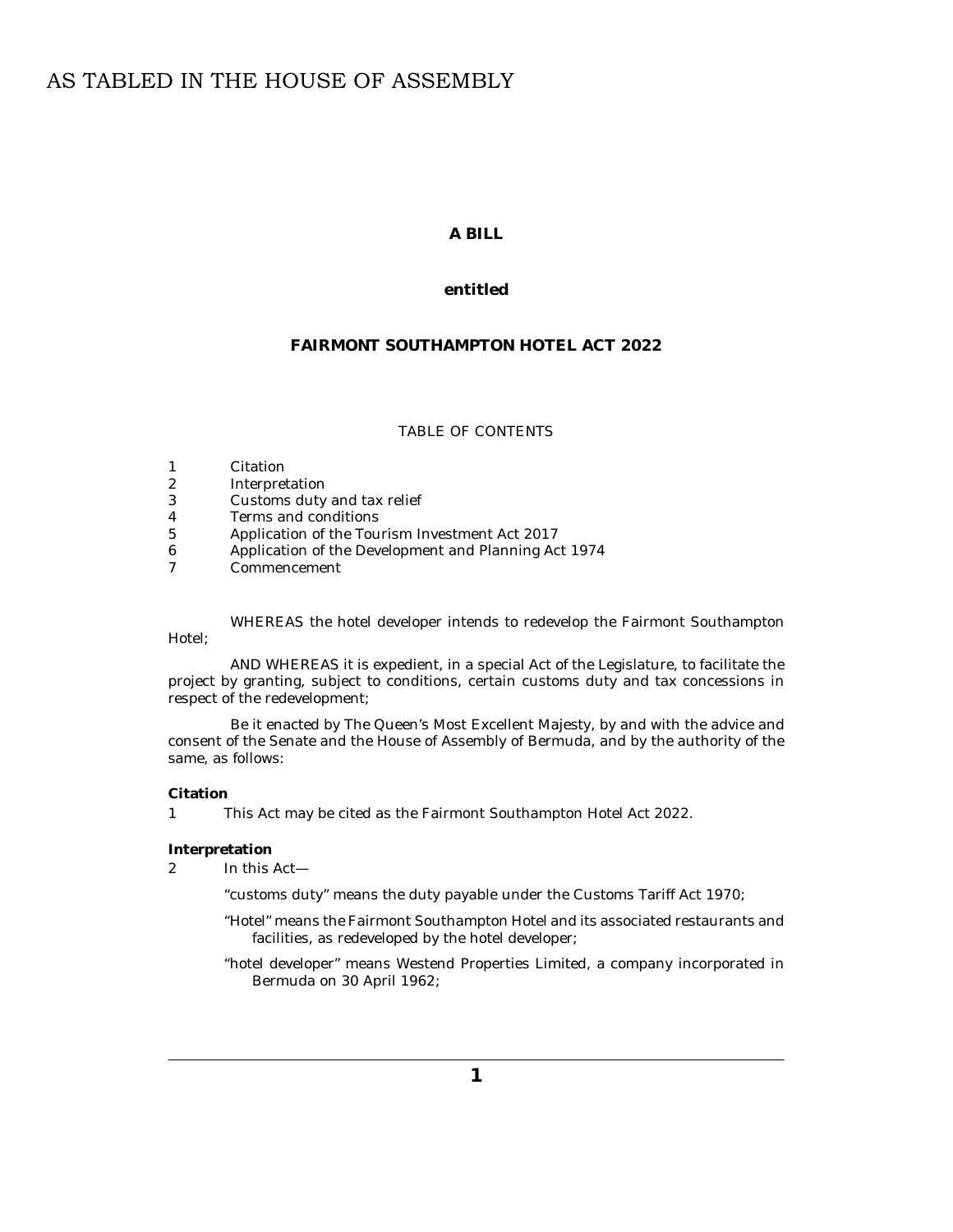AS TABLED IN THE HOUSE OF ASSEMBLY

# A BILL

## entitled

# FAIRMONT SOUTHAMPTON HOTEL ACT 2022

TABLE OF CONTENTS

1 Citation
2 Interpretation
3 Customs duty and tax relief
4 Terms and conditions
5 Application of the Tourism Investment Act 2017
6 Application of the Development and Planning Act 1974
7 Commencement

WHEREAS the hotel developer intends to redevelop the Fairmont Southampton Hotel;

AND WHEREAS it is expedient, in a special Act of the Legislature, to facilitate the project by granting, subject to conditions, certain customs duty and tax concessions in respect of the redevelopment;

Be it enacted by The Queen's Most Excellent Majesty, by and with the advice and consent of the Senate and the House of Assembly of Bermuda, and by the authority of the same, as follows:

**Citation**

1 This Act may be cited as the Fairmont Southampton Hotel Act 2022.

**Interpretation**

2 In this Act—

"customs duty" means the duty payable under the Customs Tariff Act 1970;

"Hotel" means the Fairmont Southampton Hotel and its associated restaurants and facilities, as redeveloped by the hotel developer;

"hotel developer" means Westend Properties Limited, a company incorporated in Bermuda on 30 April 1962;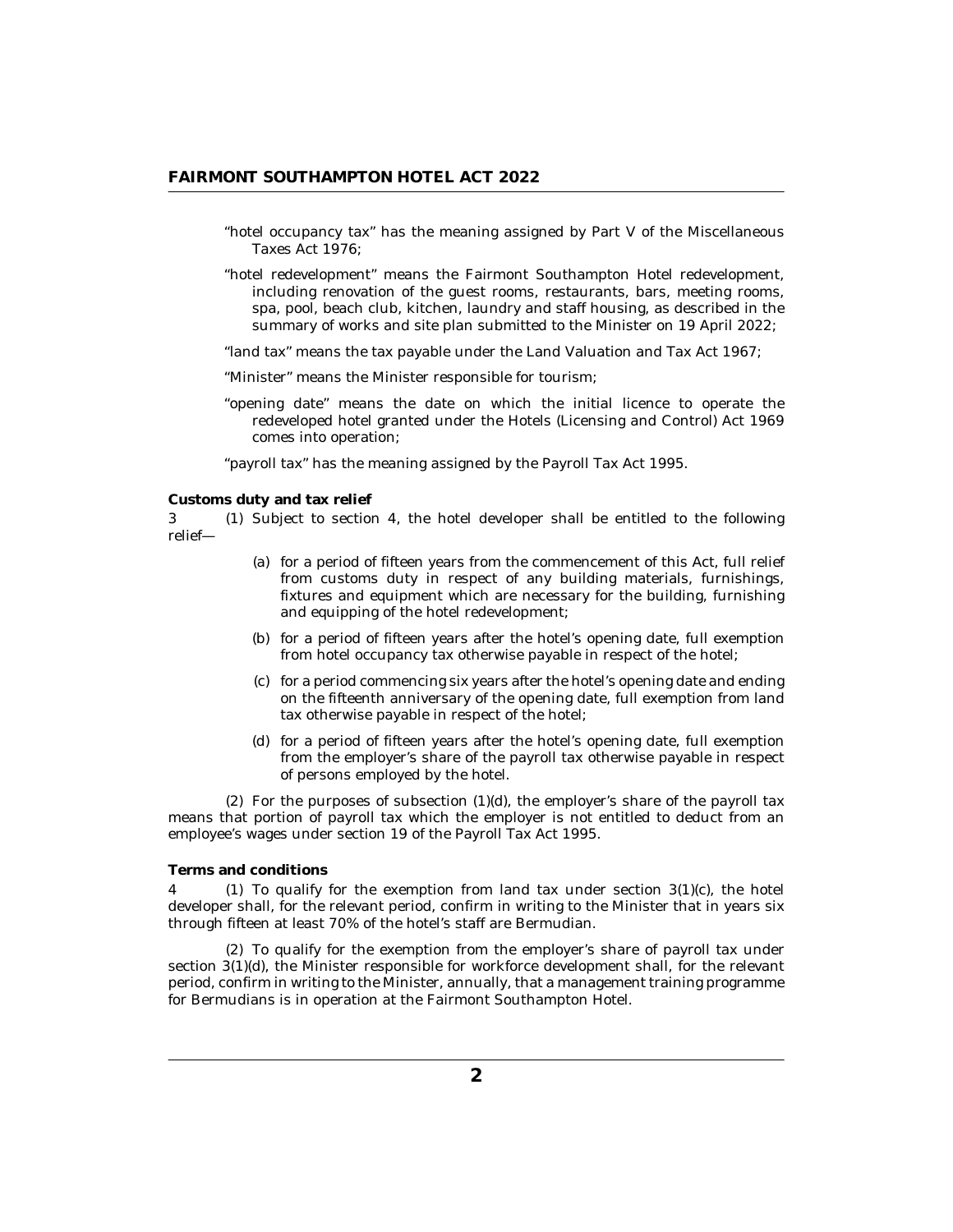"hotel occupancy tax" has the meaning assigned by Part V of the Miscellaneous Taxes Act 1976;

"hotel redevelopment" means the Fairmont Southampton Hotel redevelopment, including renovation of the guest rooms, restaurants, bars, meeting rooms, spa, pool, beach club, kitchen, laundry and staff housing, as described in the summary of works and site plan submitted to the Minister on 19 April 2022;

"land tax" means the tax payable under the Land Valuation and Tax Act 1967;

"Minister" means the Minister responsible for tourism;

"opening date" means the date on which the initial licence to operate the redeveloped hotel granted under the Hotels (Licensing and Control) Act 1969 comes into operation;

"payroll tax" has the meaning assigned by the Payroll Tax Act 1995.

**Customs duty and tax relief**

3 (1) Subject to section 4, the hotel developer shall be entitled to the following relief—

(a) for a period of fifteen years from the commencement of this Act, full relief from customs duty in respect of any building materials, furnishings, fixtures and equipment which are necessary for the building, furnishing and equipping of the hotel redevelopment;

(b) for a period of fifteen years after the hotel's opening date, full exemption from hotel occupancy tax otherwise payable in respect of the hotel;

(c) for a period commencing six years after the hotel's opening date and ending on the fifteenth anniversary of the opening date, full exemption from land tax otherwise payable in respect of the hotel;

(d) for a period of fifteen years after the hotel's opening date, full exemption from the employer's share of the payroll tax otherwise payable in respect of persons employed by the hotel.

(2) For the purposes of subsection (1)(d), the employer's share of the payroll tax means that portion of payroll tax which the employer is not entitled to deduct from an employee's wages under section 19 of the Payroll Tax Act 1995.

**Terms and conditions**

4 (1) To qualify for the exemption from land tax under section 3(1)(c), the hotel developer shall, for the relevant period, confirm in writing to the Minister that in years six through fifteen at least 70% of the hotel's staff are Bermudian.

(2) To qualify for the exemption from the employer's share of payroll tax under section 3(1)(d), the Minister responsible for workforce development shall, for the relevant period, confirm in writing to the Minister, annually, that a management training programme for Bermudians is in operation at the Fairmont Southampton Hotel.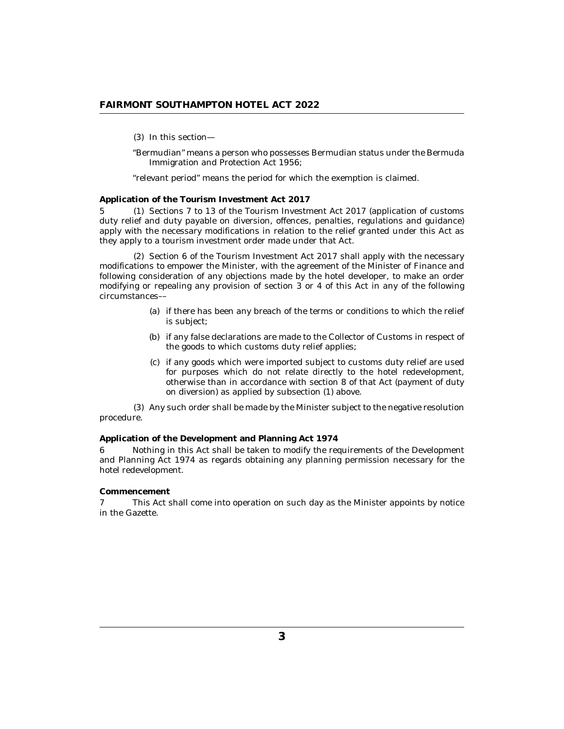(3) In this section—

"Bermudian" means a person who possesses Bermudian status under the Bermuda Immigration and Protection Act 1956;

"relevant period" means the period for which the exemption is claimed.

**Application of the Tourism Investment Act 2017**

5 (1) Sections 7 to 13 of the Tourism Investment Act 2017 (application of customs duty relief and duty payable on diversion, offences, penalties, regulations and guidance) apply with the necessary modifications in relation to the relief granted under this Act as they apply to a tourism investment order made under that Act.

(2) Section 6 of the Tourism Investment Act 2017 shall apply with the necessary modifications to empower the Minister, with the agreement of the Minister of Finance and following consideration of any objections made by the hotel developer, to make an order modifying or repealing any provision of section 3 or 4 of this Act in any of the following circumstances––

(a) if there has been any breach of the terms or conditions to which the relief is subject;

(b) if any false declarations are made to the Collector of Customs in respect of the goods to which customs duty relief applies;

(c) if any goods which were imported subject to customs duty relief are used for purposes which do not relate directly to the hotel redevelopment, otherwise than in accordance with section 8 of that Act (payment of duty on diversion) as applied by subsection (1) above.

(3) Any such order shall be made by the Minister subject to the negative resolution procedure.

**Application of the Development and Planning Act 1974**

6 Nothing in this Act shall be taken to modify the requirements of the Development and Planning Act 1974 as regards obtaining any planning permission necessary for the hotel redevelopment.

**Commencement**

7 This Act shall come into operation on such day as the Minister appoints by notice in the Gazette.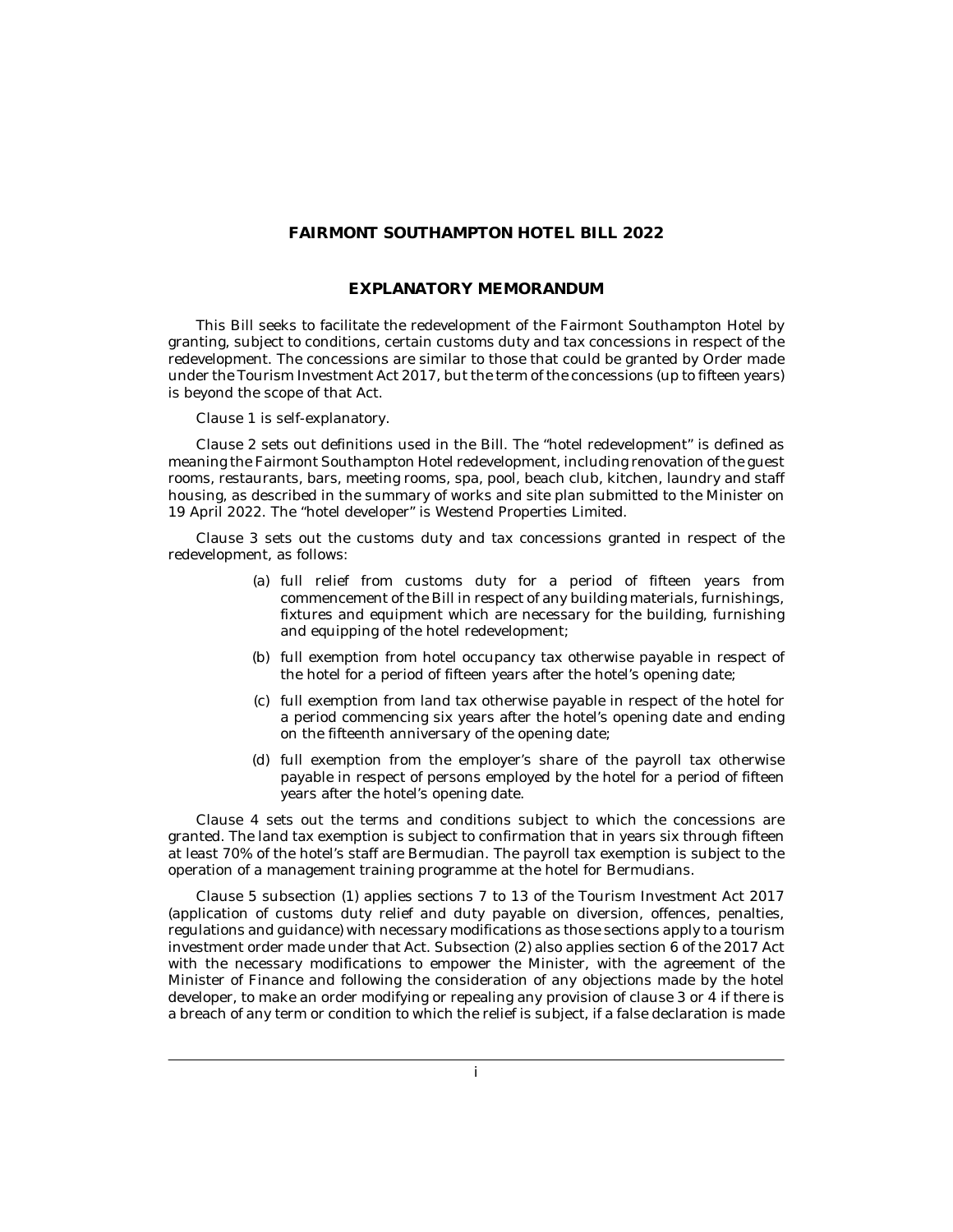# FAIRMONT SOUTHAMPTON HOTEL BILL 2022

## EXPLANATORY MEMORANDUM

This Bill seeks to facilitate the redevelopment of the Fairmont Southampton Hotel by granting, subject to conditions, certain customs duty and tax concessions in respect of the redevelopment. The concessions are similar to those that could be granted by Order made under the Tourism Investment Act 2017, but the term of the concessions (up to fifteen years) is beyond the scope of that Act.

Clause 1 is self-explanatory.

Clause 2 sets out definitions used in the Bill. The "hotel redevelopment" is defined as meaning the Fairmont Southampton Hotel redevelopment, including renovation of the guest rooms, restaurants, bars, meeting rooms, spa, pool, beach club, kitchen, laundry and staff housing, as described in the summary of works and site plan submitted to the Minister on 19 April 2022. The "hotel developer" is Westend Properties Limited.

Clause 3 sets out the customs duty and tax concessions granted in respect of the redevelopment, as follows:

(a) full relief from customs duty for a period of fifteen years from commencement of the Bill in respect of any building materials, furnishings, fixtures and equipment which are necessary for the building, furnishing and equipping of the hotel redevelopment;

(b) full exemption from hotel occupancy tax otherwise payable in respect of the hotel for a period of fifteen years after the hotel's opening date;

(c) full exemption from land tax otherwise payable in respect of the hotel for a period commencing six years after the hotel's opening date and ending on the fifteenth anniversary of the opening date;

(d) full exemption from the employer's share of the payroll tax otherwise payable in respect of persons employed by the hotel for a period of fifteen years after the hotel's opening date.

Clause 4 sets out the terms and conditions subject to which the concessions are granted. The land tax exemption is subject to confirmation that in years six through fifteen at least 70% of the hotel's staff are Bermudian. The payroll tax exemption is subject to the operation of a management training programme at the hotel for Bermudians.

Clause 5 subsection (1) applies sections 7 to 13 of the Tourism Investment Act 2017 (application of customs duty relief and duty payable on diversion, offences, penalties, regulations and guidance) with necessary modifications as those sections apply to a tourism investment order made under that Act. Subsection (2) also applies section 6 of the 2017 Act with the necessary modifications to empower the Minister, with the agreement of the Minister of Finance and following the consideration of any objections made by the hotel developer, to make an order modifying or repealing any provision of clause 3 or 4 if there is a breach of any term or condition to which the relief is subject, if a false declaration is made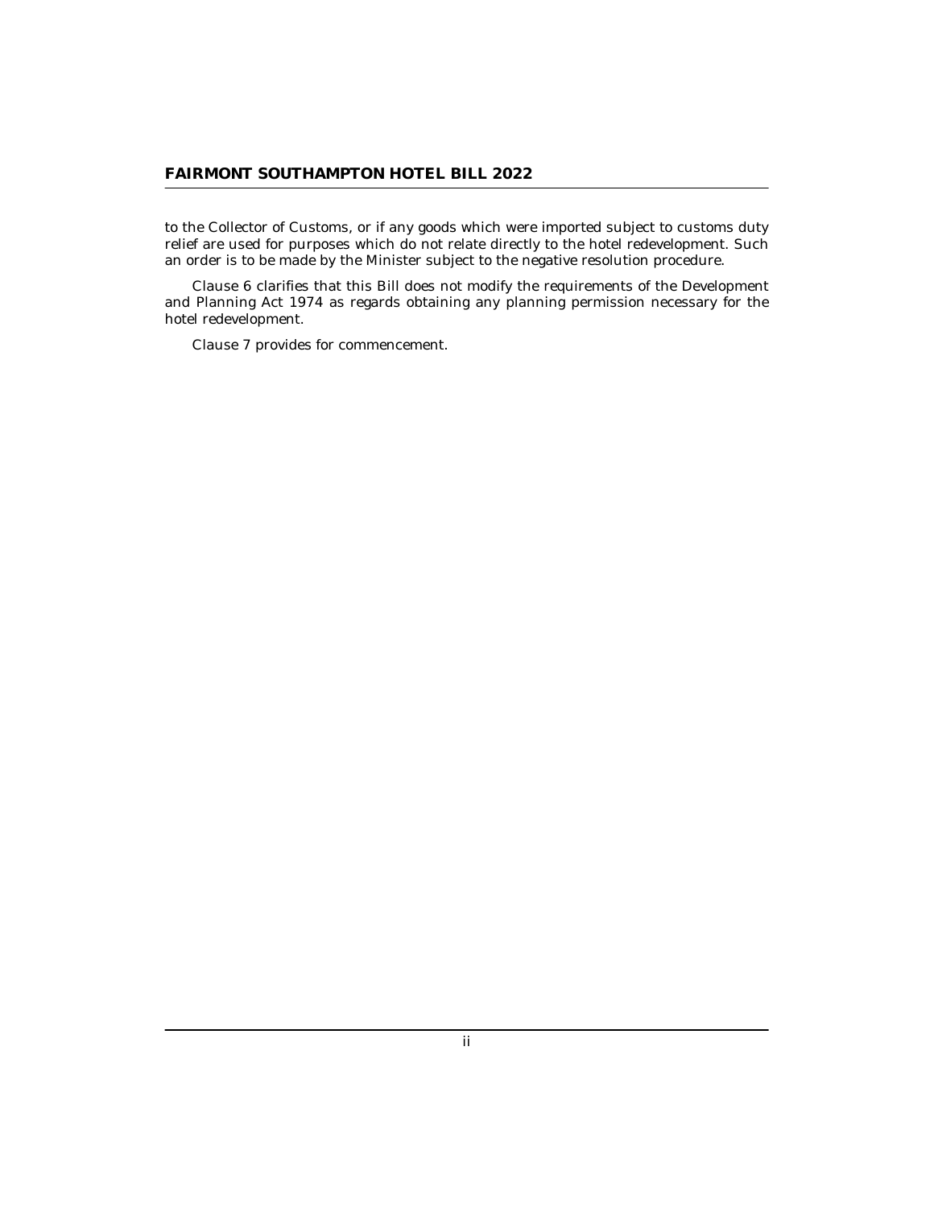to the Collector of Customs, or if any goods which were imported subject to customs duty relief are used for purposes which do not relate directly to the hotel redevelopment. Such an order is to be made by the Minister subject to the negative resolution procedure.

Clause 6 clarifies that this Bill does not modify the requirements of the Development and Planning Act 1974 as regards obtaining any planning permission necessary for the hotel redevelopment.

Clause 7 provides for commencement.